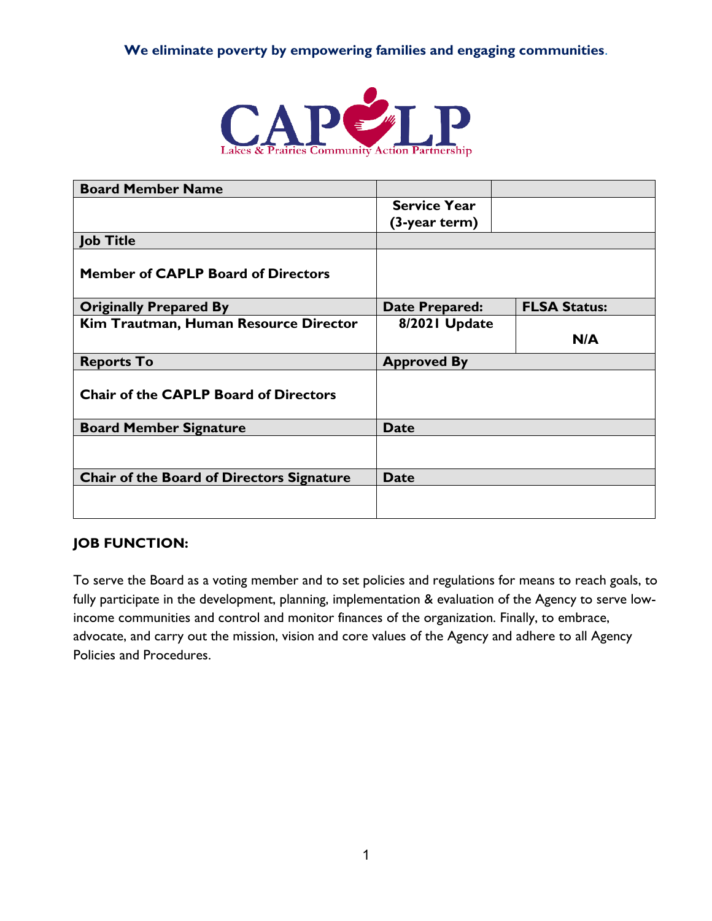**We eliminate poverty by empowering families and engaging communities.**

CAPLP
Lakes & Prairies Community Action Partnership

| Board Member Name | | |
|---|---|---|
| | **Service Year (3-year term)** | |
| **Job Title** | | |
| **Member of CAPLP Board of Directors** | | |
| **Originally Prepared By** | **Date Prepared:** | **FLSA Status:** |
| **Kim Trautman, Human Resource Director** | **8/2021 Update** | **N/A** |
| **Reports To** | **Approved By** | |
| **Chair of the CAPLP Board of Directors** | | |
| **Board Member Signature** | **Date** | |
| | | |
| **Chair of the Board of Directors Signature** | **Date** | |
| | | |

## JOB FUNCTION:

To serve the Board as a voting member and to set policies and regulations for means to reach goals, to fully participate in the development, planning, implementation & evaluation of the Agency to serve low-income communities and control and monitor finances of the organization. Finally, to embrace, advocate, and carry out the mission, vision and core values of the Agency and adhere to all Agency Policies and Procedures.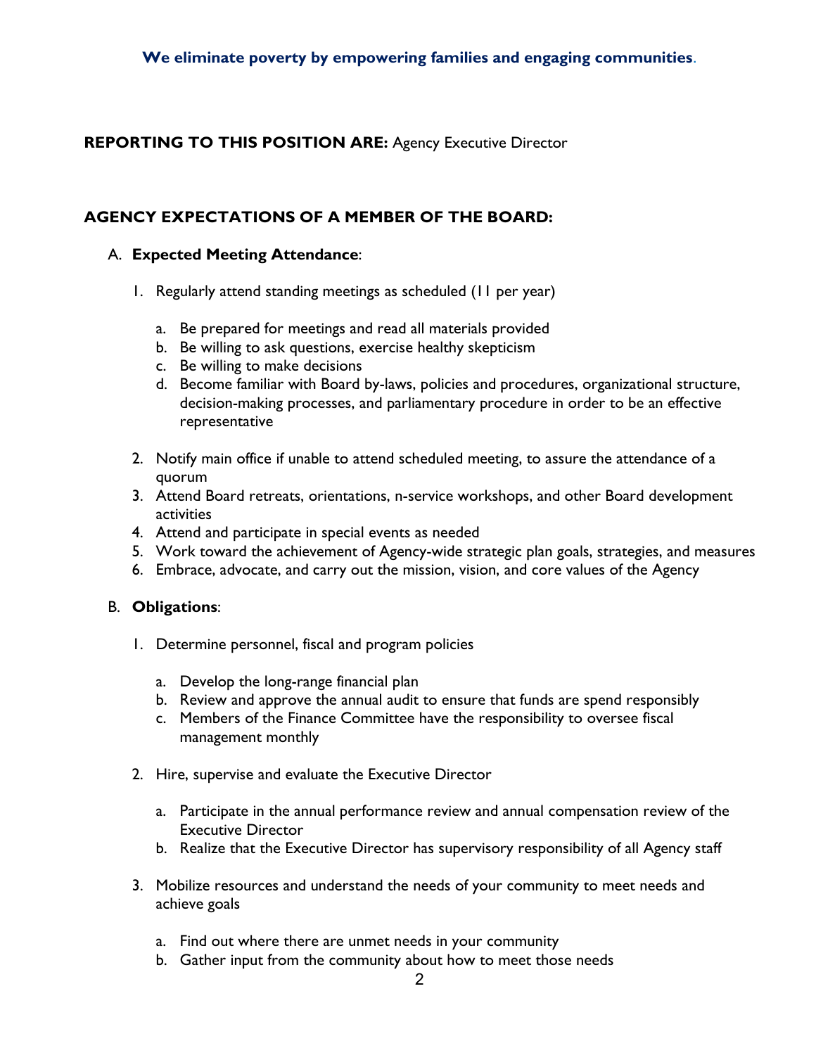**We eliminate poverty by empowering families and engaging communities.**

**REPORTING TO THIS POSITION ARE:** Agency Executive Director

## AGENCY EXPECTATIONS OF A MEMBER OF THE BOARD:

A. **Expected Meeting Attendance**:

1. Regularly attend standing meetings as scheduled (11 per year)

    a. Be prepared for meetings and read all materials provided
    b. Be willing to ask questions, exercise healthy skepticism
    c. Be willing to make decisions
    d. Become familiar with Board by-laws, policies and procedures, organizational structure, decision-making processes, and parliamentary procedure in order to be an effective representative

2. Notify main office if unable to attend scheduled meeting, to assure the attendance of a quorum
3. Attend Board retreats, orientations, n-service workshops, and other Board development activities
4. Attend and participate in special events as needed
5. Work toward the achievement of Agency-wide strategic plan goals, strategies, and measures
6. Embrace, advocate, and carry out the mission, vision, and core values of the Agency

B. **Obligations**:

1. Determine personnel, fiscal and program policies

    a. Develop the long-range financial plan
    b. Review and approve the annual audit to ensure that funds are spend responsibly
    c. Members of the Finance Committee have the responsibility to oversee fiscal management monthly

2. Hire, supervise and evaluate the Executive Director

    a. Participate in the annual performance review and annual compensation review of the Executive Director
    b. Realize that the Executive Director has supervisory responsibility of all Agency staff

3. Mobilize resources and understand the needs of your community to meet needs and achieve goals

    a. Find out where there are unmet needs in your community
    b. Gather input from the community about how to meet those needs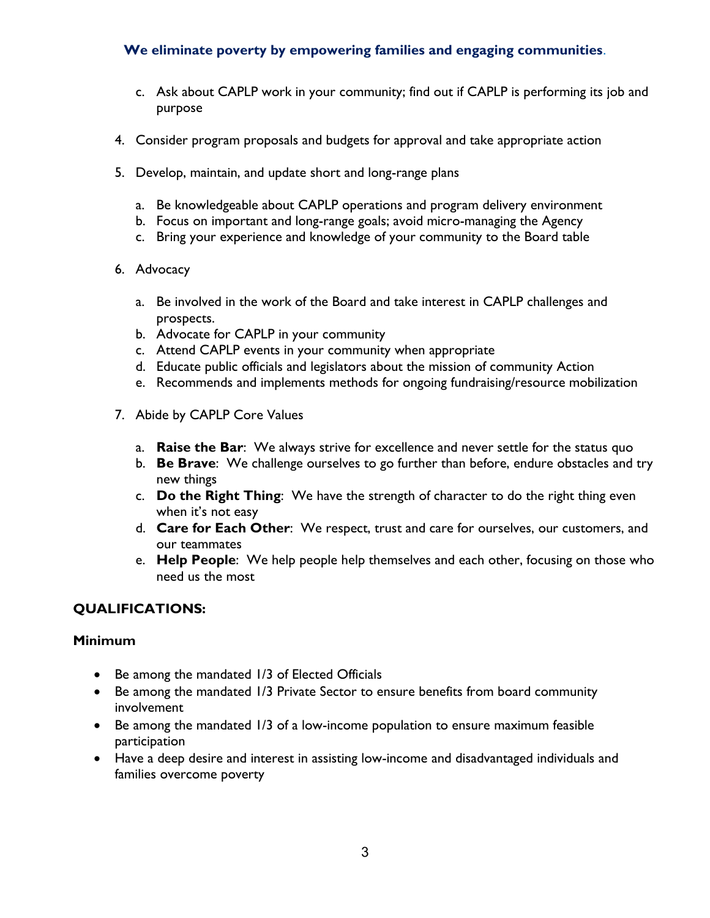c. Ask about CAPLP work in your community; find out if CAPLP is performing its job and purpose

4. Consider program proposals and budgets for approval and take appropriate action

5. Develop, maintain, and update short and long-range plans

   a. Be knowledgeable about CAPLP operations and program delivery environment
   b. Focus on important and long-range goals; avoid micro-managing the Agency
   c. Bring your experience and knowledge of your community to the Board table

6. Advocacy

   a. Be involved in the work of the Board and take interest in CAPLP challenges and prospects.
   b. Advocate for CAPLP in your community
   c. Attend CAPLP events in your community when appropriate
   d. Educate public officials and legislators about the mission of community Action
   e. Recommends and implements methods for ongoing fundraising/resource mobilization

7. Abide by CAPLP Core Values

   a. **Raise the Bar**: We always strive for excellence and never settle for the status quo
   b. **Be Brave**: We challenge ourselves to go further than before, endure obstacles and try new things
   c. **Do the Right Thing**: We have the strength of character to do the right thing even when it's not easy
   d. **Care for Each Other**: We respect, trust and care for ourselves, our customers, and our teammates
   e. **Help People**: We help people help themselves and each other, focusing on those who need us the most

## QUALIFICATIONS:

### Minimum

- Be among the mandated 1/3 of Elected Officials
- Be among the mandated 1/3 Private Sector to ensure benefits from board community involvement
- Be among the mandated 1/3 of a low-income population to ensure maximum feasible participation
- Have a deep desire and interest in assisting low-income and disadvantaged individuals and families overcome poverty